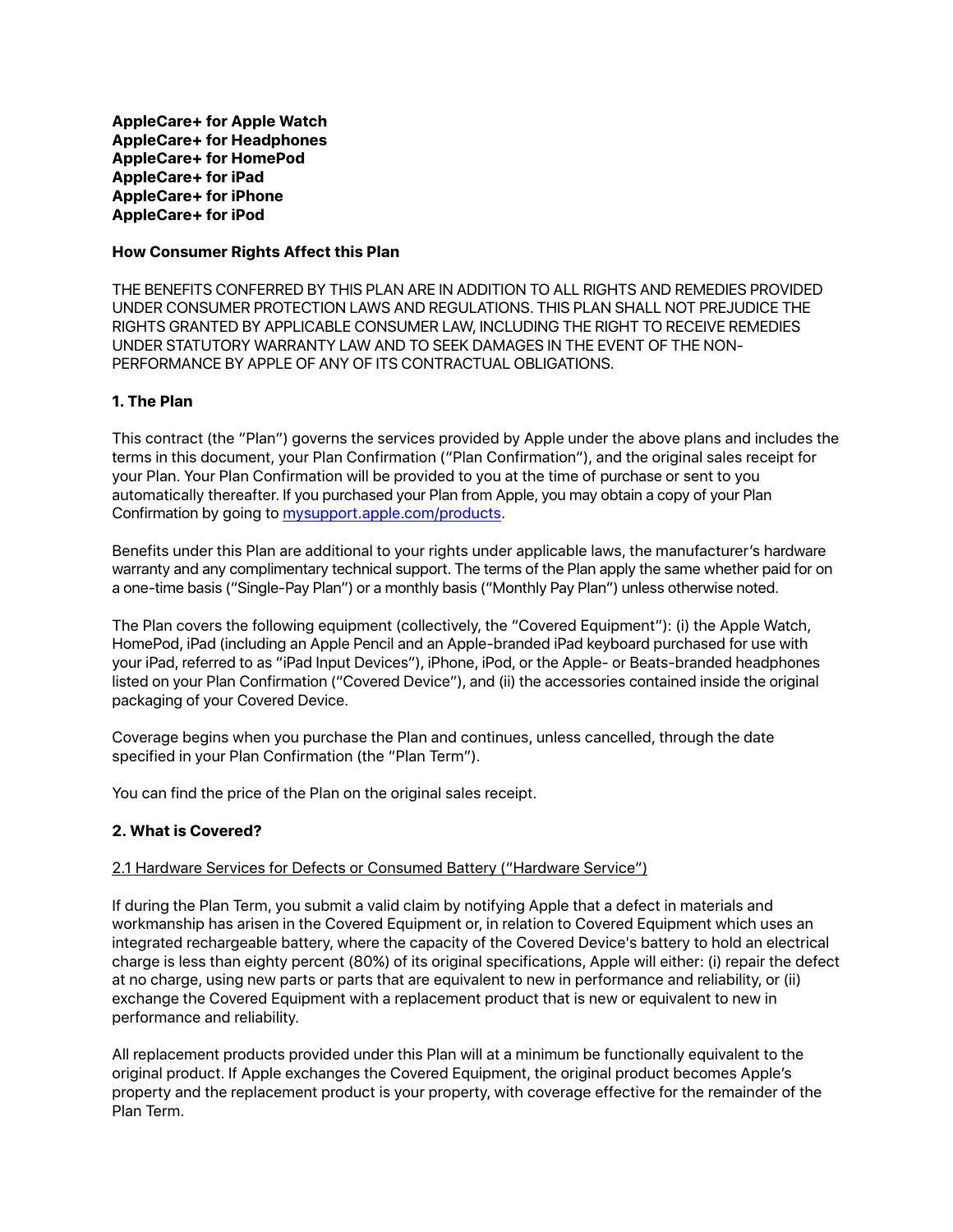**AppleCare+ for Apple Watch**
**AppleCare+ for Headphones**
**AppleCare+ for HomePod**
**AppleCare+ for iPad**
**AppleCare+ for iPhone**
**AppleCare+ for iPod**

**How Consumer Rights Affect this Plan**

THE BENEFITS CONFERRED BY THIS PLAN ARE IN ADDITION TO ALL RIGHTS AND REMEDIES PROVIDED UNDER CONSUMER PROTECTION LAWS AND REGULATIONS. THIS PLAN SHALL NOT PREJUDICE THE RIGHTS GRANTED BY APPLICABLE CONSUMER LAW, INCLUDING THE RIGHT TO RECEIVE REMEDIES UNDER STATUTORY WARRANTY LAW AND TO SEEK DAMAGES IN THE EVENT OF THE NON-PERFORMANCE BY APPLE OF ANY OF ITS CONTRACTUAL OBLIGATIONS.

## 1. The Plan

This contract (the "Plan") governs the services provided by Apple under the above plans and includes the terms in this document, your Plan Confirmation ("Plan Confirmation"), and the original sales receipt for your Plan. Your Plan Confirmation will be provided to you at the time of purchase or sent to you automatically thereafter. If you purchased your Plan from Apple, you may obtain a copy of your Plan Confirmation by going to [mysupport.apple.com/products](mysupport.apple.com/products).

Benefits under this Plan are additional to your rights under applicable laws, the manufacturer's hardware warranty and any complimentary technical support. The terms of the Plan apply the same whether paid for on a one-time basis ("Single-Pay Plan") or a monthly basis ("Monthly Pay Plan") unless otherwise noted.

The Plan covers the following equipment (collectively, the "Covered Equipment"): (i) the Apple Watch, HomePod, iPad (including an Apple Pencil and an Apple-branded iPad keyboard purchased for use with your iPad, referred to as "iPad Input Devices"), iPhone, iPod, or the Apple- or Beats-branded headphones listed on your Plan Confirmation ("Covered Device"), and (ii) the accessories contained inside the original packaging of your Covered Device.

Coverage begins when you purchase the Plan and continues, unless cancelled, through the date specified in your Plan Confirmation (the "Plan Term").

You can find the price of the Plan on the original sales receipt.

## 2. What is Covered?

### 2.1 Hardware Services for Defects or Consumed Battery ("Hardware Service")

If during the Plan Term, you submit a valid claim by notifying Apple that a defect in materials and workmanship has arisen in the Covered Equipment or, in relation to Covered Equipment which uses an integrated rechargeable battery, where the capacity of the Covered Device's battery to hold an electrical charge is less than eighty percent (80%) of its original specifications, Apple will either: (i) repair the defect at no charge, using new parts or parts that are equivalent to new in performance and reliability, or (ii) exchange the Covered Equipment with a replacement product that is new or equivalent to new in performance and reliability.

All replacement products provided under this Plan will at a minimum be functionally equivalent to the original product. If Apple exchanges the Covered Equipment, the original product becomes Apple's property and the replacement product is your property, with coverage effective for the remainder of the Plan Term.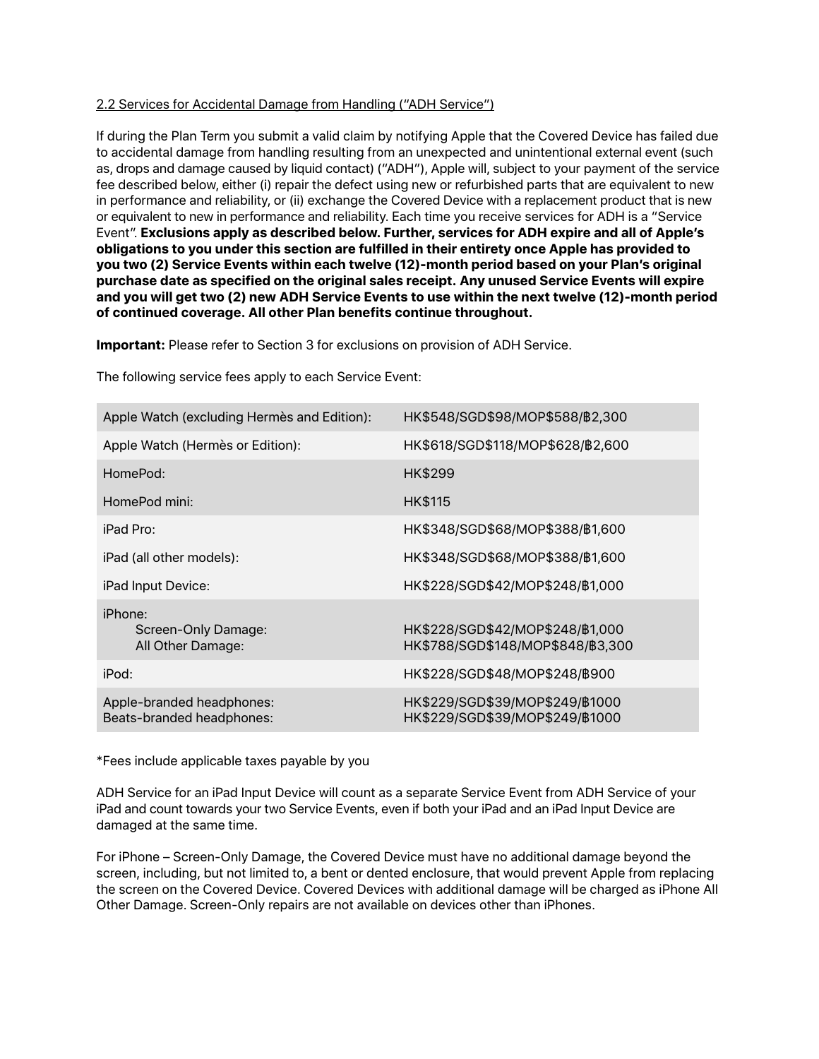2.2 Services for Accidental Damage from Handling ("ADH Service")

If during the Plan Term you submit a valid claim by notifying Apple that the Covered Device has failed due to accidental damage from handling resulting from an unexpected and unintentional external event (such as, drops and damage caused by liquid contact) ("ADH"), Apple will, subject to your payment of the service fee described below, either (i) repair the defect using new or refurbished parts that are equivalent to new in performance and reliability, or (ii) exchange the Covered Device with a replacement product that is new or equivalent to new in performance and reliability. Each time you receive services for ADH is a "Service Event". **Exclusions apply as described below. Further, services for ADH expire and all of Apple's obligations to you under this section are fulfilled in their entirety once Apple has provided to you two (2) Service Events within each twelve (12)-month period based on your Plan's original purchase date as specified on the original sales receipt. Any unused Service Events will expire and you will get two (2) new ADH Service Events to use within the next twelve (12)-month period of continued coverage. All other Plan benefits continue throughout.**

**Important:** Please refer to Section 3 for exclusions on provision of ADH Service.

The following service fees apply to each Service Event:

| | |
|---|---|
| Apple Watch (excluding Hermès and Edition): | HK$548/SGD$98/MOP$588/฿2,300 |
| Apple Watch (Hermès or Edition): | HK$618/SGD$118/MOP$628/฿2,600 |
| HomePod: | HK$299 |
| HomePod mini: | HK$115 |
| iPad Pro: | HK$348/SGD$68/MOP$388/฿1,600 |
| iPad (all other models): | HK$348/SGD$68/MOP$388/฿1,600 |
| iPad Input Device: | HK$228/SGD$42/MOP$248/฿1,000 |
| iPhone:<br>Screen-Only Damage:<br>All Other Damage: | <br>HK$228/SGD$42/MOP$248/฿1,000<br>HK$788/SGD$148/MOP$848/฿3,300 |
| iPod: | HK$228/SGD$48/MOP$248/฿900 |
| Apple-branded headphones:<br>Beats-branded headphones: | HK$229/SGD$39/MOP$249/฿1000<br>HK$229/SGD$39/MOP$249/฿1000 |

*Fees include applicable taxes payable by you

ADH Service for an iPad Input Device will count as a separate Service Event from ADH Service of your iPad and count towards your two Service Events, even if both your iPad and an iPad Input Device are damaged at the same time.

For iPhone – Screen-Only Damage, the Covered Device must have no additional damage beyond the screen, including, but not limited to, a bent or dented enclosure, that would prevent Apple from replacing the screen on the Covered Device. Covered Devices with additional damage will be charged as iPhone All Other Damage. Screen-Only repairs are not available on devices other than iPhones.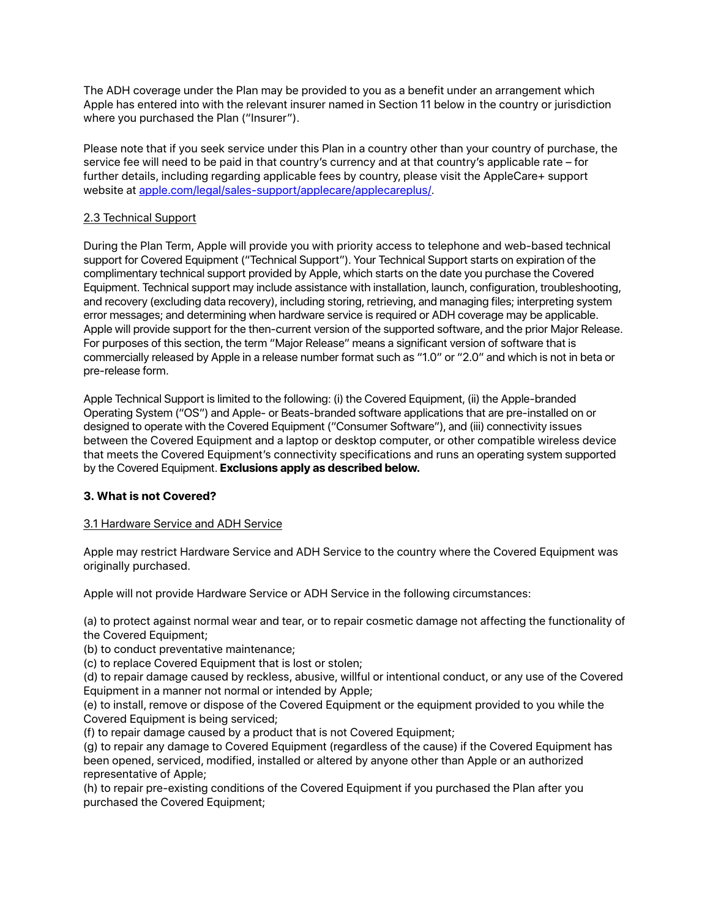The ADH coverage under the Plan may be provided to you as a benefit under an arrangement which Apple has entered into with the relevant insurer named in Section 11 below in the country or jurisdiction where you purchased the Plan ("Insurer").

Please note that if you seek service under this Plan in a country other than your country of purchase, the service fee will need to be paid in that country's currency and at that country's applicable rate – for further details, including regarding applicable fees by country, please visit the AppleCare+ support website at [apple.com/legal/sales-support/applecare/applecareplus/](apple.com/legal/sales-support/applecare/applecareplus/).

2.3 Technical Support

During the Plan Term, Apple will provide you with priority access to telephone and web-based technical support for Covered Equipment ("Technical Support"). Your Technical Support starts on expiration of the complimentary technical support provided by Apple, which starts on the date you purchase the Covered Equipment. Technical support may include assistance with installation, launch, configuration, troubleshooting, and recovery (excluding data recovery), including storing, retrieving, and managing files; interpreting system error messages; and determining when hardware service is required or ADH coverage may be applicable. Apple will provide support for the then-current version of the supported software, and the prior Major Release. For purposes of this section, the term "Major Release" means a significant version of software that is commercially released by Apple in a release number format such as "1.0" or "2.0" and which is not in beta or pre-release form.

Apple Technical Support is limited to the following: (i) the Covered Equipment, (ii) the Apple-branded Operating System ("OS") and Apple- or Beats-branded software applications that are pre-installed on or designed to operate with the Covered Equipment ("Consumer Software"), and (iii) connectivity issues between the Covered Equipment and a laptop or desktop computer, or other compatible wireless device that meets the Covered Equipment's connectivity specifications and runs an operating system supported by the Covered Equipment. **Exclusions apply as described below.**

## 3. What is not Covered?

3.1 Hardware Service and ADH Service

Apple may restrict Hardware Service and ADH Service to the country where the Covered Equipment was originally purchased.

Apple will not provide Hardware Service or ADH Service in the following circumstances:

(a) to protect against normal wear and tear, or to repair cosmetic damage not affecting the functionality of the Covered Equipment;
(b) to conduct preventative maintenance;
(c) to replace Covered Equipment that is lost or stolen;
(d) to repair damage caused by reckless, abusive, willful or intentional conduct, or any use of the Covered Equipment in a manner not normal or intended by Apple;
(e) to install, remove or dispose of the Covered Equipment or the equipment provided to you while the Covered Equipment is being serviced;
(f) to repair damage caused by a product that is not Covered Equipment;
(g) to repair any damage to Covered Equipment (regardless of the cause) if the Covered Equipment has been opened, serviced, modified, installed or altered by anyone other than Apple or an authorized representative of Apple;
(h) to repair pre-existing conditions of the Covered Equipment if you purchased the Plan after you purchased the Covered Equipment;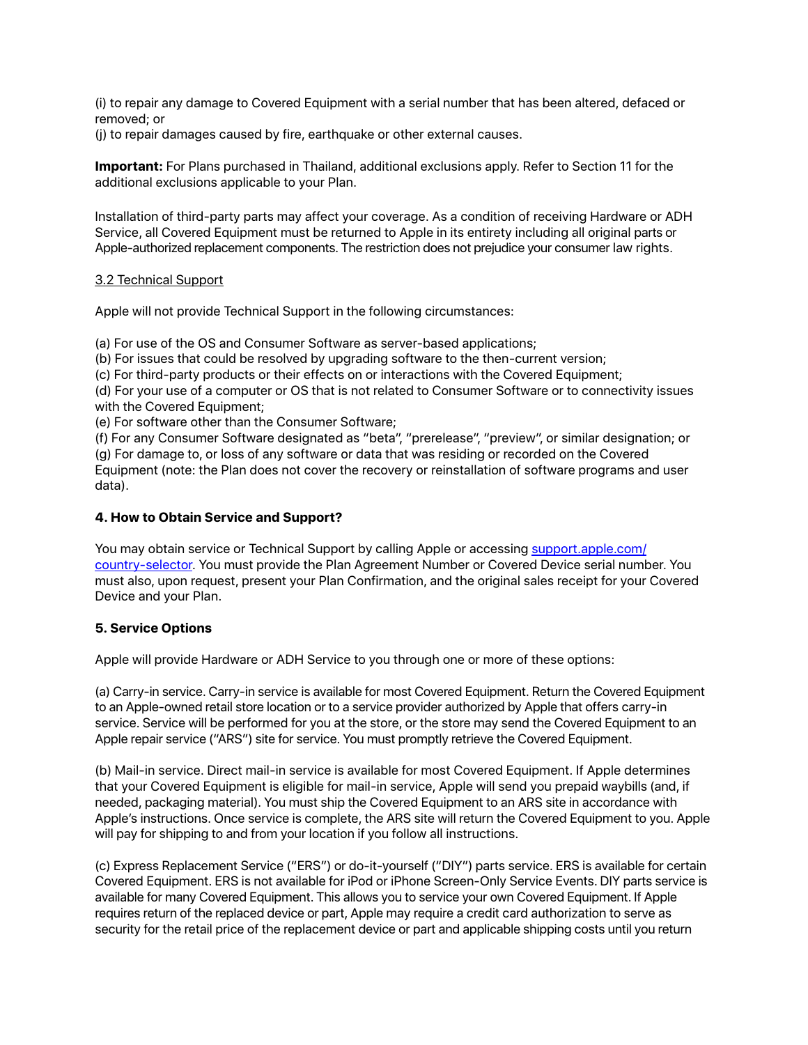(i) to repair any damage to Covered Equipment with a serial number that has been altered, defaced or removed; or
(j) to repair damages caused by fire, earthquake or other external causes.

**Important:** For Plans purchased in Thailand, additional exclusions apply. Refer to Section 11 for the additional exclusions applicable to your Plan.

Installation of third-party parts may affect your coverage. As a condition of receiving Hardware or ADH Service, all Covered Equipment must be returned to Apple in its entirety including all original parts or Apple-authorized replacement components. The restriction does not prejudice your consumer law rights.

3.2 Technical Support

Apple will not provide Technical Support in the following circumstances:

(a) For use of the OS and Consumer Software as server-based applications;
(b) For issues that could be resolved by upgrading software to the then-current version;
(c) For third-party products or their effects on or interactions with the Covered Equipment;
(d) For your use of a computer or OS that is not related to Consumer Software or to connectivity issues with the Covered Equipment;
(e) For software other than the Consumer Software;
(f) For any Consumer Software designated as "beta", "prerelease", "preview", or similar designation; or
(g) For damage to, or loss of any software or data that was residing or recorded on the Covered Equipment (note: the Plan does not cover the recovery or reinstallation of software programs and user data).

**4. How to Obtain Service and Support?**

You may obtain service or Technical Support by calling Apple or accessing [support.apple.com/country-selector](support.apple.com/country-selector). You must provide the Plan Agreement Number or Covered Device serial number. You must also, upon request, present your Plan Confirmation, and the original sales receipt for your Covered Device and your Plan.

**5. Service Options**

Apple will provide Hardware or ADH Service to you through one or more of these options:

(a) Carry-in service. Carry-in service is available for most Covered Equipment. Return the Covered Equipment to an Apple-owned retail store location or to a service provider authorized by Apple that offers carry-in service. Service will be performed for you at the store, or the store may send the Covered Equipment to an Apple repair service ("ARS") site for service. You must promptly retrieve the Covered Equipment.

(b) Mail-in service. Direct mail-in service is available for most Covered Equipment. If Apple determines that your Covered Equipment is eligible for mail-in service, Apple will send you prepaid waybills (and, if needed, packaging material). You must ship the Covered Equipment to an ARS site in accordance with Apple's instructions. Once service is complete, the ARS site will return the Covered Equipment to you. Apple will pay for shipping to and from your location if you follow all instructions.

(c) Express Replacement Service ("ERS") or do-it-yourself ("DIY") parts service. ERS is available for certain Covered Equipment. ERS is not available for iPod or iPhone Screen-Only Service Events. DIY parts service is available for many Covered Equipment. This allows you to service your own Covered Equipment. If Apple requires return of the replaced device or part, Apple may require a credit card authorization to serve as security for the retail price of the replacement device or part and applicable shipping costs until you return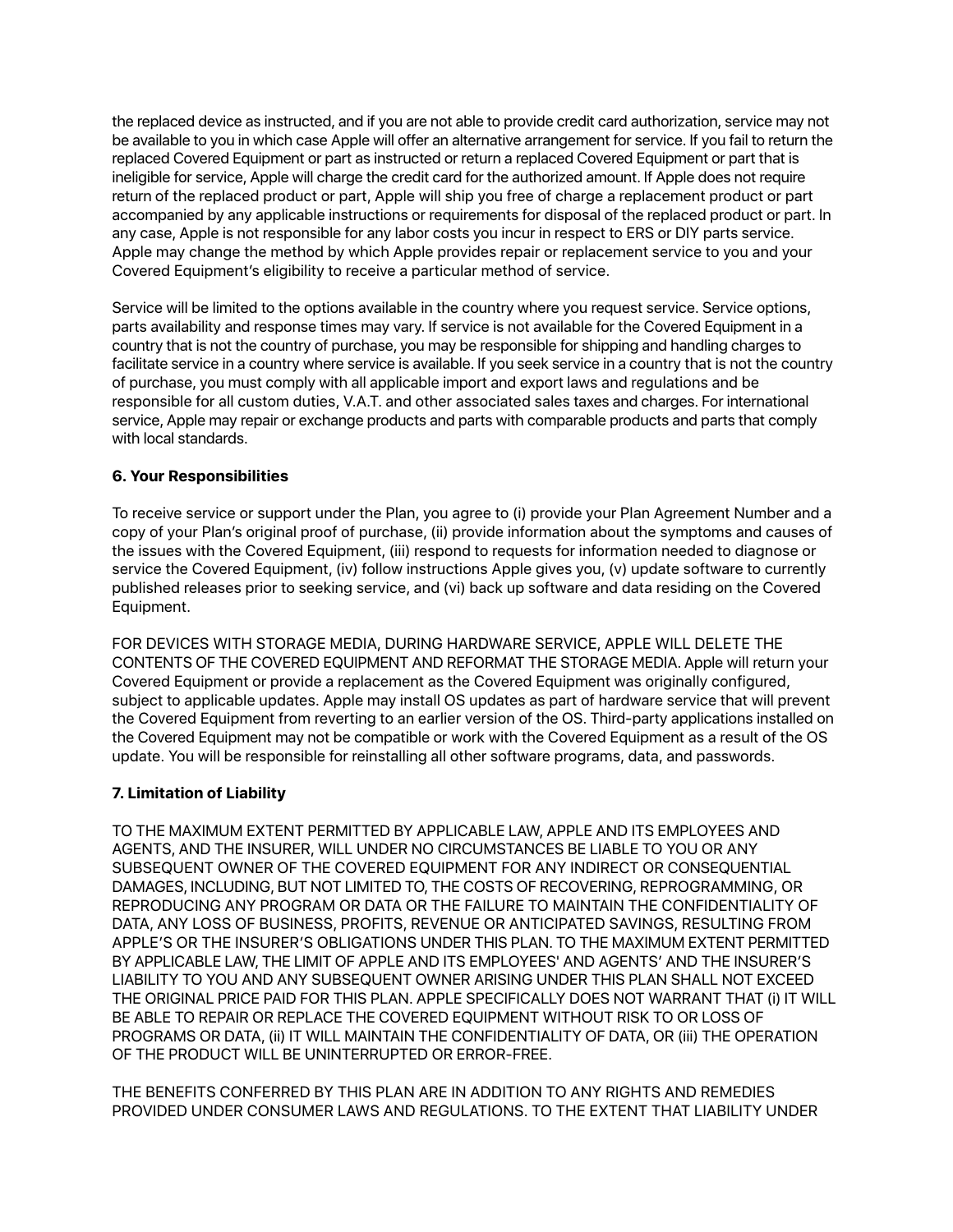the replaced device as instructed, and if you are not able to provide credit card authorization, service may not be available to you in which case Apple will offer an alternative arrangement for service. If you fail to return the replaced Covered Equipment or part as instructed or return a replaced Covered Equipment or part that is ineligible for service, Apple will charge the credit card for the authorized amount. If Apple does not require return of the replaced product or part, Apple will ship you free of charge a replacement product or part accompanied by any applicable instructions or requirements for disposal of the replaced product or part. In any case, Apple is not responsible for any labor costs you incur in respect to ERS or DIY parts service. Apple may change the method by which Apple provides repair or replacement service to you and your Covered Equipment's eligibility to receive a particular method of service.

Service will be limited to the options available in the country where you request service. Service options, parts availability and response times may vary. If service is not available for the Covered Equipment in a country that is not the country of purchase, you may be responsible for shipping and handling charges to facilitate service in a country where service is available. If you seek service in a country that is not the country of purchase, you must comply with all applicable import and export laws and regulations and be responsible for all custom duties, V.A.T. and other associated sales taxes and charges. For international service, Apple may repair or exchange products and parts with comparable products and parts that comply with local standards.

**6. Your Responsibilities**

To receive service or support under the Plan, you agree to (i) provide your Plan Agreement Number and a copy of your Plan's original proof of purchase, (ii) provide information about the symptoms and causes of the issues with the Covered Equipment, (iii) respond to requests for information needed to diagnose or service the Covered Equipment, (iv) follow instructions Apple gives you, (v) update software to currently published releases prior to seeking service, and (vi) back up software and data residing on the Covered Equipment.

FOR DEVICES WITH STORAGE MEDIA, DURING HARDWARE SERVICE, APPLE WILL DELETE THE CONTENTS OF THE COVERED EQUIPMENT AND REFORMAT THE STORAGE MEDIA. Apple will return your Covered Equipment or provide a replacement as the Covered Equipment was originally configured, subject to applicable updates. Apple may install OS updates as part of hardware service that will prevent the Covered Equipment from reverting to an earlier version of the OS. Third-party applications installed on the Covered Equipment may not be compatible or work with the Covered Equipment as a result of the OS update. You will be responsible for reinstalling all other software programs, data, and passwords.

**7. Limitation of Liability**

TO THE MAXIMUM EXTENT PERMITTED BY APPLICABLE LAW, APPLE AND ITS EMPLOYEES AND AGENTS, AND THE INSURER, WILL UNDER NO CIRCUMSTANCES BE LIABLE TO YOU OR ANY SUBSEQUENT OWNER OF THE COVERED EQUIPMENT FOR ANY INDIRECT OR CONSEQUENTIAL DAMAGES, INCLUDING, BUT NOT LIMITED TO, THE COSTS OF RECOVERING, REPROGRAMMING, OR REPRODUCING ANY PROGRAM OR DATA OR THE FAILURE TO MAINTAIN THE CONFIDENTIALITY OF DATA, ANY LOSS OF BUSINESS, PROFITS, REVENUE OR ANTICIPATED SAVINGS, RESULTING FROM APPLE'S OR THE INSURER'S OBLIGATIONS UNDER THIS PLAN. TO THE MAXIMUM EXTENT PERMITTED BY APPLICABLE LAW, THE LIMIT OF APPLE AND ITS EMPLOYEES' AND AGENTS' AND THE INSURER'S LIABILITY TO YOU AND ANY SUBSEQUENT OWNER ARISING UNDER THIS PLAN SHALL NOT EXCEED THE ORIGINAL PRICE PAID FOR THIS PLAN. APPLE SPECIFICALLY DOES NOT WARRANT THAT (i) IT WILL BE ABLE TO REPAIR OR REPLACE THE COVERED EQUIPMENT WITHOUT RISK TO OR LOSS OF PROGRAMS OR DATA, (ii) IT WILL MAINTAIN THE CONFIDENTIALITY OF DATA, OR (iii) THE OPERATION OF THE PRODUCT WILL BE UNINTERRUPTED OR ERROR-FREE.

THE BENEFITS CONFERRED BY THIS PLAN ARE IN ADDITION TO ANY RIGHTS AND REMEDIES PROVIDED UNDER CONSUMER LAWS AND REGULATIONS. TO THE EXTENT THAT LIABILITY UNDER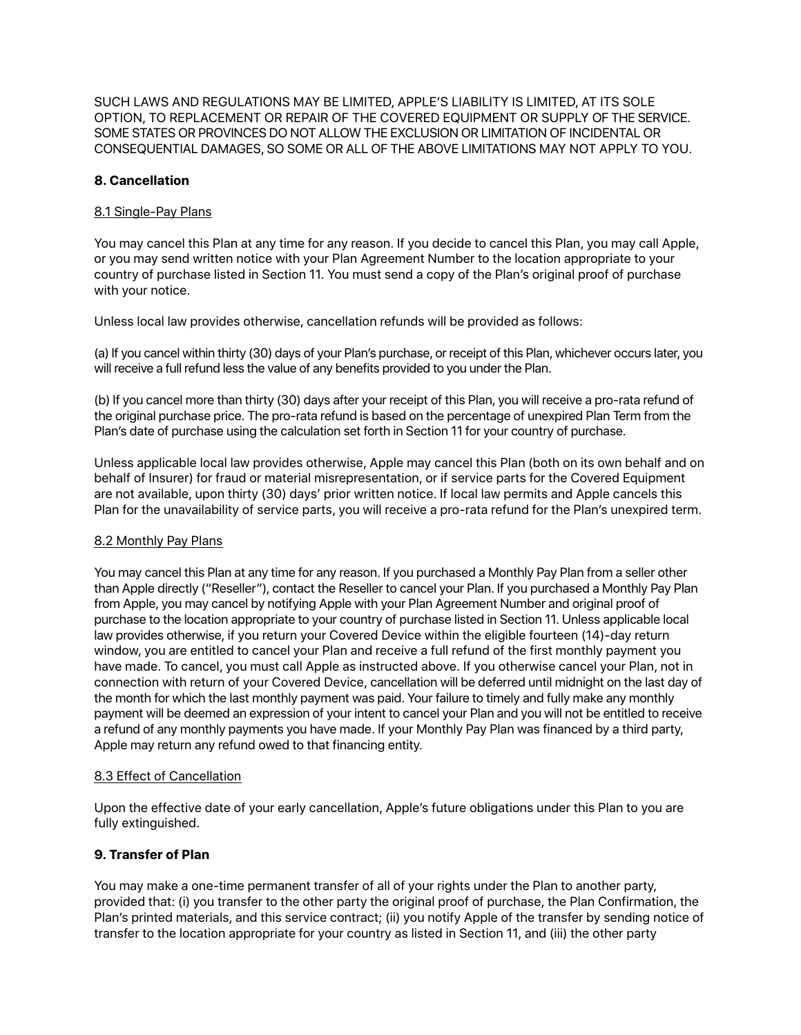SUCH LAWS AND REGULATIONS MAY BE LIMITED, APPLE'S LIABILITY IS LIMITED, AT ITS SOLE OPTION, TO REPLACEMENT OR REPAIR OF THE COVERED EQUIPMENT OR SUPPLY OF THE SERVICE. SOME STATES OR PROVINCES DO NOT ALLOW THE EXCLUSION OR LIMITATION OF INCIDENTAL OR CONSEQUENTIAL DAMAGES, SO SOME OR ALL OF THE ABOVE LIMITATIONS MAY NOT APPLY TO YOU.

## 8. Cancellation

### 8.1 Single-Pay Plans

You may cancel this Plan at any time for any reason. If you decide to cancel this Plan, you may call Apple, or you may send written notice with your Plan Agreement Number to the location appropriate to your country of purchase listed in Section 11. You must send a copy of the Plan's original proof of purchase with your notice.

Unless local law provides otherwise, cancellation refunds will be provided as follows:

(a) If you cancel within thirty (30) days of your Plan's purchase, or receipt of this Plan, whichever occurs later, you will receive a full refund less the value of any benefits provided to you under the Plan.

(b) If you cancel more than thirty (30) days after your receipt of this Plan, you will receive a pro-rata refund of the original purchase price. The pro-rata refund is based on the percentage of unexpired Plan Term from the Plan's date of purchase using the calculation set forth in Section 11 for your country of purchase.

Unless applicable local law provides otherwise, Apple may cancel this Plan (both on its own behalf and on behalf of Insurer) for fraud or material misrepresentation, or if service parts for the Covered Equipment are not available, upon thirty (30) days' prior written notice. If local law permits and Apple cancels this Plan for the unavailability of service parts, you will receive a pro-rata refund for the Plan's unexpired term.

### 8.2 Monthly Pay Plans

You may cancel this Plan at any time for any reason. If you purchased a Monthly Pay Plan from a seller other than Apple directly ("Reseller"), contact the Reseller to cancel your Plan. If you purchased a Monthly Pay Plan from Apple, you may cancel by notifying Apple with your Plan Agreement Number and original proof of purchase to the location appropriate to your country of purchase listed in Section 11. Unless applicable local law provides otherwise, if you return your Covered Device within the eligible fourteen (14)-day return window, you are entitled to cancel your Plan and receive a full refund of the first monthly payment you have made. To cancel, you must call Apple as instructed above. If you otherwise cancel your Plan, not in connection with return of your Covered Device, cancellation will be deferred until midnight on the last day of the month for which the last monthly payment was paid. Your failure to timely and fully make any monthly payment will be deemed an expression of your intent to cancel your Plan and you will not be entitled to receive a refund of any monthly payments you have made. If your Monthly Pay Plan was financed by a third party, Apple may return any refund owed to that financing entity.

### 8.3 Effect of Cancellation

Upon the effective date of your early cancellation, Apple's future obligations under this Plan to you are fully extinguished.

## 9. Transfer of Plan

You may make a one-time permanent transfer of all of your rights under the Plan to another party, provided that: (i) you transfer to the other party the original proof of purchase, the Plan Confirmation, the Plan's printed materials, and this service contract; (ii) you notify Apple of the transfer by sending notice of transfer to the location appropriate for your country as listed in Section 11, and (iii) the other party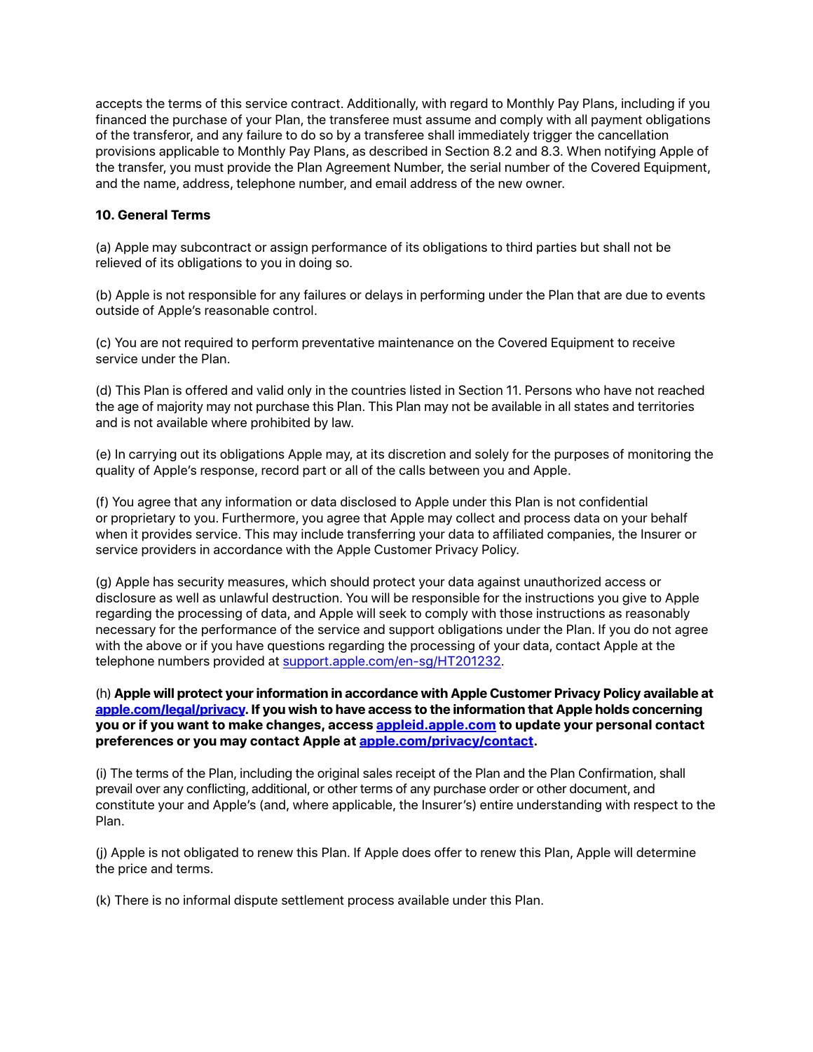accepts the terms of this service contract. Additionally, with regard to Monthly Pay Plans, including if you financed the purchase of your Plan, the transferee must assume and comply with all payment obligations of the transferor, and any failure to do so by a transferee shall immediately trigger the cancellation provisions applicable to Monthly Pay Plans, as described in Section 8.2 and 8.3. When notifying Apple of the transfer, you must provide the Plan Agreement Number, the serial number of the Covered Equipment, and the name, address, telephone number, and email address of the new owner.

**10. General Terms**

(a) Apple may subcontract or assign performance of its obligations to third parties but shall not be relieved of its obligations to you in doing so.

(b) Apple is not responsible for any failures or delays in performing under the Plan that are due to events outside of Apple's reasonable control.

(c) You are not required to perform preventative maintenance on the Covered Equipment to receive service under the Plan.

(d) This Plan is offered and valid only in the countries listed in Section 11. Persons who have not reached the age of majority may not purchase this Plan. This Plan may not be available in all states and territories and is not available where prohibited by law.

(e) In carrying out its obligations Apple may, at its discretion and solely for the purposes of monitoring the quality of Apple's response, record part or all of the calls between you and Apple.

(f) You agree that any information or data disclosed to Apple under this Plan is not confidential or proprietary to you. Furthermore, you agree that Apple may collect and process data on your behalf when it provides service. This may include transferring your data to affiliated companies, the Insurer or service providers in accordance with the Apple Customer Privacy Policy.

(g) Apple has security measures, which should protect your data against unauthorized access or disclosure as well as unlawful destruction. You will be responsible for the instructions you give to Apple regarding the processing of data, and Apple will seek to comply with those instructions as reasonably necessary for the performance of the service and support obligations under the Plan. If you do not agree with the above or if you have questions regarding the processing of your data, contact Apple at the telephone numbers provided at support.apple.com/en-sg/HT201232.

(h) **Apple will protect your information in accordance with Apple Customer Privacy Policy available at apple.com/legal/privacy. If you wish to have access to the information that Apple holds concerning you or if you want to make changes, access appleid.apple.com to update your personal contact preferences or you may contact Apple at apple.com/privacy/contact.**

(i) The terms of the Plan, including the original sales receipt of the Plan and the Plan Confirmation, shall prevail over any conflicting, additional, or other terms of any purchase order or other document, and constitute your and Apple's (and, where applicable, the Insurer's) entire understanding with respect to the Plan.

(j) Apple is not obligated to renew this Plan. If Apple does offer to renew this Plan, Apple will determine the price and terms.

(k) There is no informal dispute settlement process available under this Plan.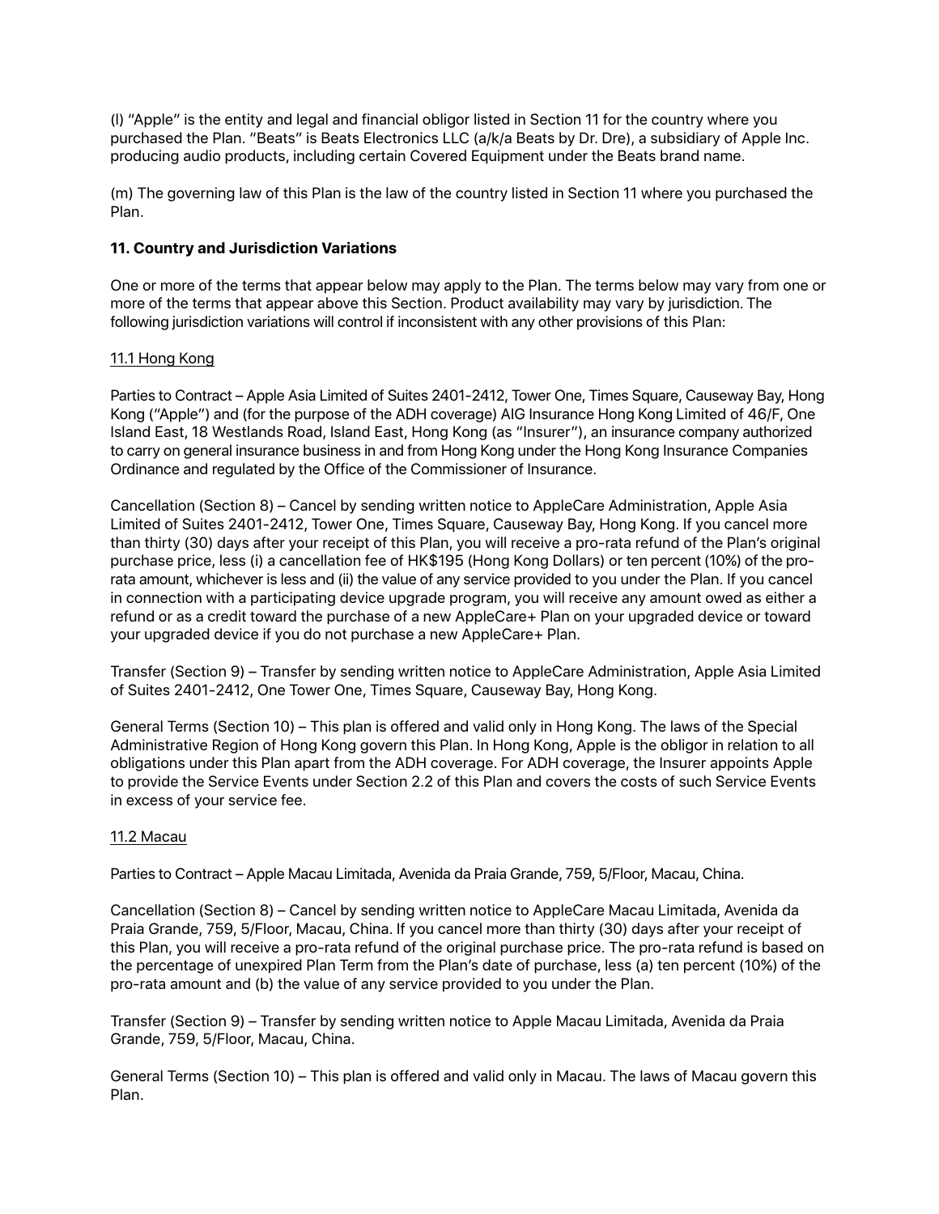(l) "Apple" is the entity and legal and financial obligor listed in Section 11 for the country where you purchased the Plan. "Beats" is Beats Electronics LLC (a/k/a Beats by Dr. Dre), a subsidiary of Apple Inc. producing audio products, including certain Covered Equipment under the Beats brand name.

(m) The governing law of this Plan is the law of the country listed in Section 11 where you purchased the Plan.

### 11. Country and Jurisdiction Variations

One or more of the terms that appear below may apply to the Plan. The terms below may vary from one or more of the terms that appear above this Section. Product availability may vary by jurisdiction. The following jurisdiction variations will control if inconsistent with any other provisions of this Plan:

#### 11.1 Hong Kong

Parties to Contract – Apple Asia Limited of Suites 2401-2412, Tower One, Times Square, Causeway Bay, Hong Kong ("Apple") and (for the purpose of the ADH coverage) AIG Insurance Hong Kong Limited of 46/F, One Island East, 18 Westlands Road, Island East, Hong Kong (as "Insurer"), an insurance company authorized to carry on general insurance business in and from Hong Kong under the Hong Kong Insurance Companies Ordinance and regulated by the Office of the Commissioner of Insurance.

Cancellation (Section 8) – Cancel by sending written notice to AppleCare Administration, Apple Asia Limited of Suites 2401-2412, Tower One, Times Square, Causeway Bay, Hong Kong. If you cancel more than thirty (30) days after your receipt of this Plan, you will receive a pro-rata refund of the Plan's original purchase price, less (i) a cancellation fee of HK$195 (Hong Kong Dollars) or ten percent (10%) of the pro-rata amount, whichever is less and (ii) the value of any service provided to you under the Plan. If you cancel in connection with a participating device upgrade program, you will receive any amount owed as either a refund or as a credit toward the purchase of a new AppleCare+ Plan on your upgraded device or toward your upgraded device if you do not purchase a new AppleCare+ Plan.

Transfer (Section 9) – Transfer by sending written notice to AppleCare Administration, Apple Asia Limited of Suites 2401-2412, One Tower One, Times Square, Causeway Bay, Hong Kong.

General Terms (Section 10) – This plan is offered and valid only in Hong Kong. The laws of the Special Administrative Region of Hong Kong govern this Plan. In Hong Kong, Apple is the obligor in relation to all obligations under this Plan apart from the ADH coverage. For ADH coverage, the Insurer appoints Apple to provide the Service Events under Section 2.2 of this Plan and covers the costs of such Service Events in excess of your service fee.

#### 11.2 Macau

Parties to Contract – Apple Macau Limitada, Avenida da Praia Grande, 759, 5/Floor, Macau, China.

Cancellation (Section 8) – Cancel by sending written notice to AppleCare Macau Limitada, Avenida da Praia Grande, 759, 5/Floor, Macau, China. If you cancel more than thirty (30) days after your receipt of this Plan, you will receive a pro-rata refund of the original purchase price. The pro-rata refund is based on the percentage of unexpired Plan Term from the Plan's date of purchase, less (a) ten percent (10%) of the pro-rata amount and (b) the value of any service provided to you under the Plan.

Transfer (Section 9) – Transfer by sending written notice to Apple Macau Limitada, Avenida da Praia Grande, 759, 5/Floor, Macau, China.

General Terms (Section 10) – This plan is offered and valid only in Macau. The laws of Macau govern this Plan.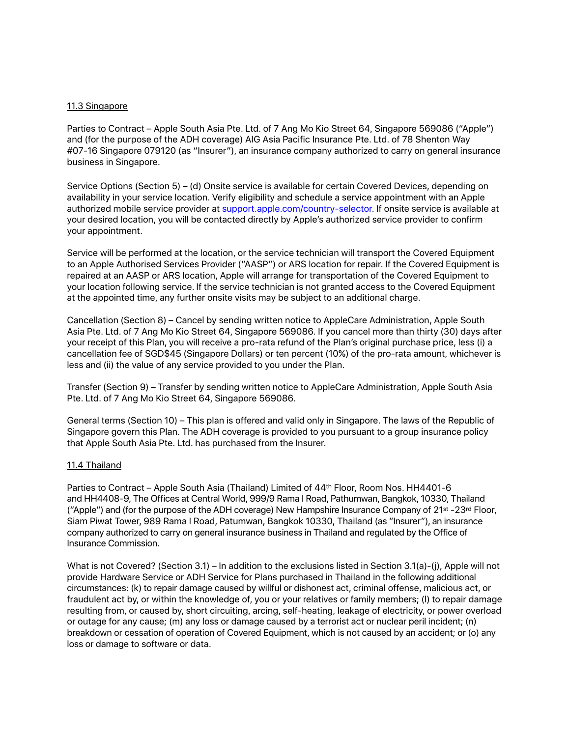11.3 Singapore

Parties to Contract – Apple South Asia Pte. Ltd. of 7 Ang Mo Kio Street 64, Singapore 569086 ("Apple") and (for the purpose of the ADH coverage) AIG Asia Pacific Insurance Pte. Ltd. of 78 Shenton Way #07-16 Singapore 079120 (as "Insurer"), an insurance company authorized to carry on general insurance business in Singapore.

Service Options (Section 5) – (d) Onsite service is available for certain Covered Devices, depending on availability in your service location. Verify eligibility and schedule a service appointment with an Apple authorized mobile service provider at [support.apple.com/country-selector](support.apple.com/country-selector). If onsite service is available at your desired location, you will be contacted directly by Apple's authorized service provider to confirm your appointment.

Service will be performed at the location, or the service technician will transport the Covered Equipment to an Apple Authorised Services Provider ("AASP") or ARS location for repair. If the Covered Equipment is repaired at an AASP or ARS location, Apple will arrange for transportation of the Covered Equipment to your location following service. If the service technician is not granted access to the Covered Equipment at the appointed time, any further onsite visits may be subject to an additional charge.

Cancellation (Section 8) – Cancel by sending written notice to AppleCare Administration, Apple South Asia Pte. Ltd. of 7 Ang Mo Kio Street 64, Singapore 569086. If you cancel more than thirty (30) days after your receipt of this Plan, you will receive a pro-rata refund of the Plan's original purchase price, less (i) a cancellation fee of SGD$45 (Singapore Dollars) or ten percent (10%) of the pro-rata amount, whichever is less and (ii) the value of any service provided to you under the Plan.

Transfer (Section 9) – Transfer by sending written notice to AppleCare Administration, Apple South Asia Pte. Ltd. of 7 Ang Mo Kio Street 64, Singapore 569086.

General terms (Section 10) – This plan is offered and valid only in Singapore. The laws of the Republic of Singapore govern this Plan. The ADH coverage is provided to you pursuant to a group insurance policy that Apple South Asia Pte. Ltd. has purchased from the Insurer.

11.4 Thailand

Parties to Contract – Apple South Asia (Thailand) Limited of 44th Floor, Room Nos. HH4401-6 and HH4408-9, The Offices at Central World, 999/9 Rama I Road, Pathumwan, Bangkok, 10330, Thailand ("Apple") and (for the purpose of the ADH coverage) New Hampshire Insurance Company of 21st -23rd Floor, Siam Piwat Tower, 989 Rama I Road, Patumwan, Bangkok 10330, Thailand (as "Insurer"), an insurance company authorized to carry on general insurance business in Thailand and regulated by the Office of Insurance Commission.

What is not Covered? (Section 3.1) – In addition to the exclusions listed in Section 3.1(a)-(j), Apple will not provide Hardware Service or ADH Service for Plans purchased in Thailand in the following additional circumstances: (k) to repair damage caused by willful or dishonest act, criminal offense, malicious act, or fraudulent act by, or within the knowledge of, you or your relatives or family members; (l) to repair damage resulting from, or caused by, short circuiting, arcing, self-heating, leakage of electricity, or power overload or outage for any cause; (m) any loss or damage caused by a terrorist act or nuclear peril incident; (n) breakdown or cessation of operation of Covered Equipment, which is not caused by an accident; or (o) any loss or damage to software or data.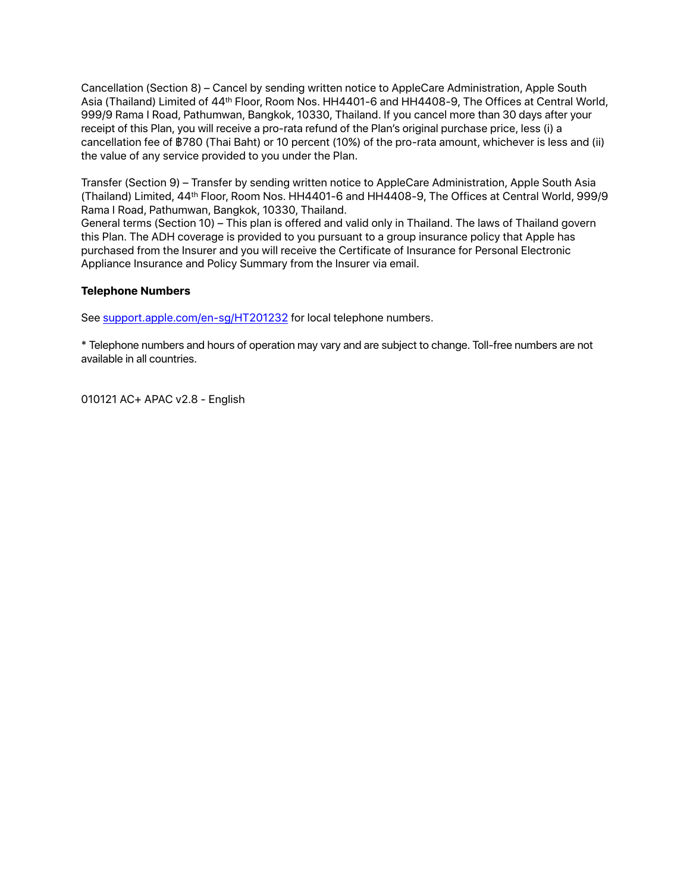Cancellation (Section 8) – Cancel by sending written notice to AppleCare Administration, Apple South Asia (Thailand) Limited of 44th Floor, Room Nos. HH4401-6 and HH4408-9, The Offices at Central World, 999/9 Rama I Road, Pathumwan, Bangkok, 10330, Thailand. If you cancel more than 30 days after your receipt of this Plan, you will receive a pro-rata refund of the Plan's original purchase price, less (i) a cancellation fee of ฿780 (Thai Baht) or 10 percent (10%) of the pro-rata amount, whichever is less and (ii) the value of any service provided to you under the Plan.

Transfer (Section 9) – Transfer by sending written notice to AppleCare Administration, Apple South Asia (Thailand) Limited, 44th Floor, Room Nos. HH4401-6 and HH4408-9, The Offices at Central World, 999/9 Rama I Road, Pathumwan, Bangkok, 10330, Thailand.
General terms (Section 10) – This plan is offered and valid only in Thailand. The laws of Thailand govern this Plan. The ADH coverage is provided to you pursuant to a group insurance policy that Apple has purchased from the Insurer and you will receive the Certificate of Insurance for Personal Electronic Appliance Insurance and Policy Summary from the Insurer via email.

**Telephone Numbers**

See support.apple.com/en-sg/HT201232 for local telephone numbers.

* Telephone numbers and hours of operation may vary and are subject to change. Toll-free numbers are not available in all countries.

010121 AC+ APAC v2.8 - English